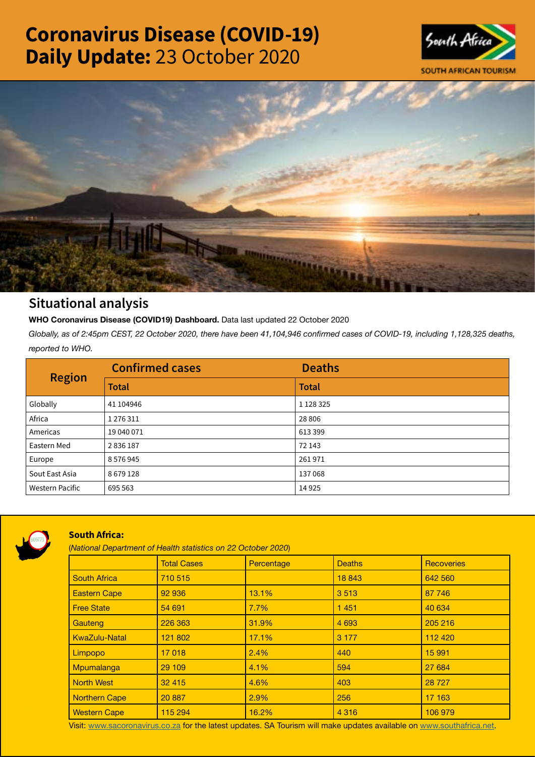# Coronavirus Disease (COVID-19) Daily Update: 23 October 2020

SOUTH AFRICAN TOURISM

## Situational analysis

**WHO Coronavirus Disease (COVID19) Dashboard.** Data last updated 22 October 2020

*Globally, as of 2:45pm CEST, 22 October 2020, there have been 41,104,946 confirmed cases of COVID-19, including 1,128,325 deaths, reported to WHO.*

| Region | Confirmed cases | Deaths |
|---|---|---|
| | Total | Total |
| Globally | 41 104946 | 1 128 325 |
| Africa | 1 276 311 | 28 806 |
| Americas | 19 040 071 | 613 399 |
| Eastern Med | 2 836 187 | 72 143 |
| Europe | 8 576 945 | 261 971 |
| Sout East Asia | 8 679 128 | 137 068 |
| Western Pacific | 695 563 | 14 925 |

### South Africa:

(*National Department of Health statistics on 22 October 2020*)

| | Total Cases | Percentage | Deaths | Recoveries |
|---|---|---|---|---|
| South Africa | 710 515 | | 18 843 | 642 560 |
| Eastern Cape | 92 936 | 13.1% | 3 513 | 87 746 |
| Free State | 54 691 | 7.7% | 1 451 | 40 634 |
| Gauteng | 226 363 | 31.9% | 4 693 | 205 216 |
| KwaZulu-Natal | 121 802 | 17.1% | 3 177 | 112 420 |
| Limpopo | 17 018 | 2.4% | 440 | 15 991 |
| Mpumalanga | 29 109 | 4.1% | 594 | 27 684 |
| North West | 32 415 | 4.6% | 403 | 28 727 |
| Northern Cape | 20 887 | 2.9% | 256 | 17 163 |
| Western Cape | 115 294 | 16.2% | 4 316 | 106 979 |

Visit: www.sacoronavirus.co.za for the latest updates. SA Tourism will make updates available on www.southafrica.net.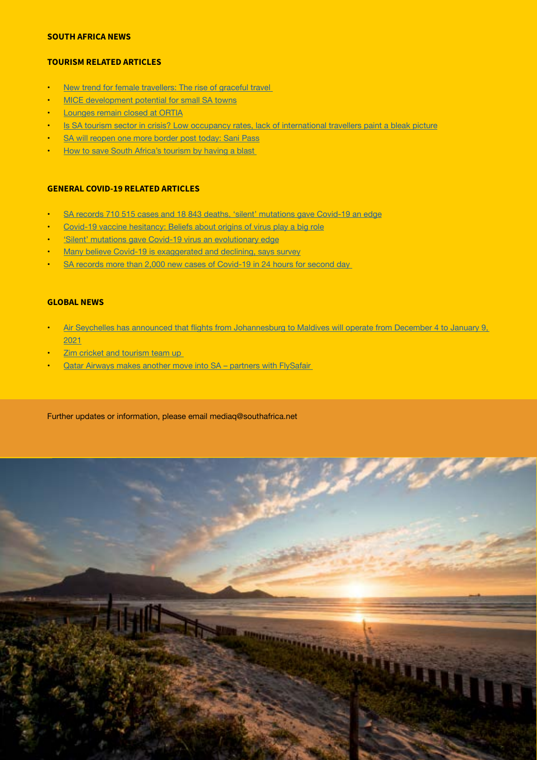## SOUTH AFRICA NEWS

### TOURISM RELATED ARTICLES

- New trend for female travellers: The rise of graceful travel
- MICE development potential for small SA towns
- Lounges remain closed at ORTIA
- Is SA tourism sector in crisis? Low occupancy rates, lack of international travellers paint a bleak picture
- SA will reopen one more border post today: Sani Pass
- How to save South Africa's tourism by having a blast

### GENERAL COVID-19 RELATED ARTICLES

- SA records 710 515 cases and 18 843 deaths, 'silent' mutations gave Covid-19 an edge
- Covid-19 vaccine hesitancy: Beliefs about origins of virus play a big role
- 'Silent' mutations gave Covid-19 virus an evolutionary edge
- Many believe Covid-19 is exaggerated and declining, says survey
- SA records more than 2,000 new cases of Covid-19 in 24 hours for second day

### GLOBAL NEWS

- Air Seychelles has announced that flights from Johannesburg to Maldives will operate from December 4 to January 9, 2021
- Zim cricket and tourism team up
- Qatar Airways makes another move into SA – partners with FlySafair

Further updates or information, please email mediaq@southafrica.net